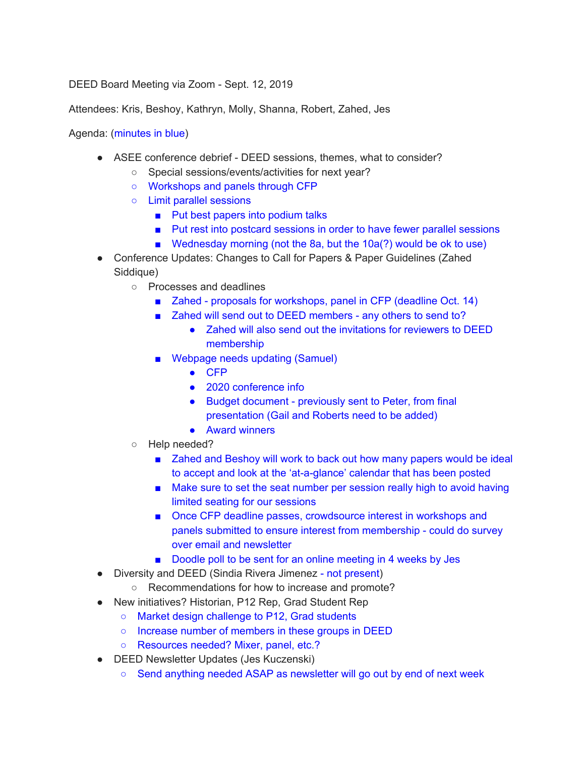DEED Board Meeting via Zoom - Sept. 12, 2019

Attendees: Kris, Beshoy, Kathryn, Molly, Shanna, Robert, Zahed, Jes

Agenda: (minutes in blue)

- ASEE conference debrief - DEED sessions, themes, what to consider?
  - Special sessions/events/activities for next year?
  - Workshops and panels through CFP
  - Limit parallel sessions
    - Put best papers into podium talks
    - Put rest into postcard sessions in order to have fewer parallel sessions
    - Wednesday morning (not the 8a, but the 10a(?) would be ok to use)
- Conference Updates: Changes to Call for Papers & Paper Guidelines (Zahed Siddique)
  - Processes and deadlines
    - Zahed - proposals for workshops, panel in CFP (deadline Oct. 14)
    - Zahed will send out to DEED members - any others to send to?
      - Zahed will also send out the invitations for reviewers to DEED membership
    - Webpage needs updating (Samuel)
      - CFP
      - 2020 conference info
      - Budget document - previously sent to Peter, from final presentation (Gail and Roberts need to be added)
      - Award winners
  - Help needed?
    - Zahed and Beshoy will work to back out how many papers would be ideal to accept and look at the 'at-a-glance' calendar that has been posted
    - Make sure to set the seat number per session really high to avoid having limited seating for our sessions
    - Once CFP deadline passes, crowdsource interest in workshops and panels submitted to ensure interest from membership - could do survey over email and newsletter
    - Doodle poll to be sent for an online meeting in 4 weeks by Jes
- Diversity and DEED (Sindia Rivera Jimenez - not present)
  - Recommendations for how to increase and promote?
- New initiatives? Historian, P12 Rep, Grad Student Rep
  - Market design challenge to P12, Grad students
  - Increase number of members in these groups in DEED
  - Resources needed? Mixer, panel, etc.?
- DEED Newsletter Updates (Jes Kuczenski)
  - Send anything needed ASAP as newsletter will go out by end of next week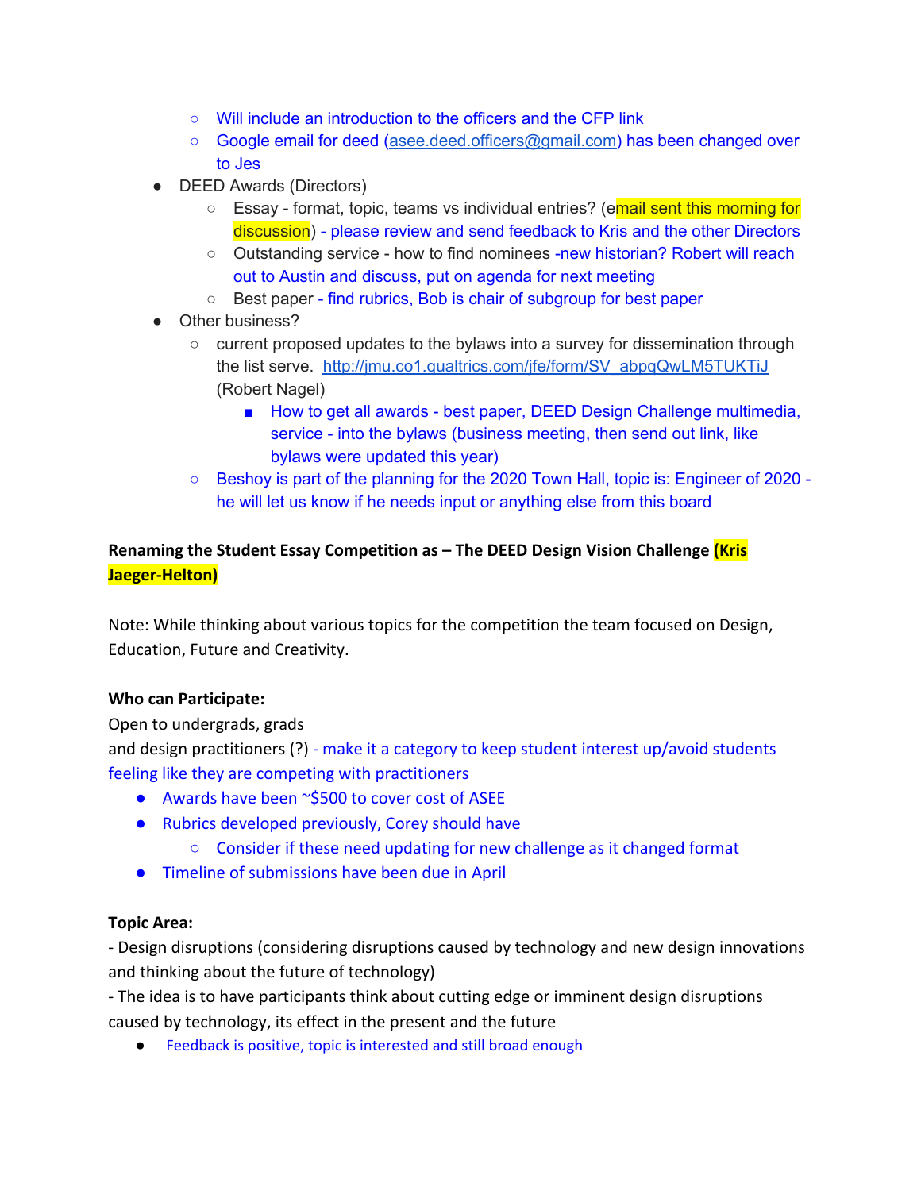- Will include an introduction to the officers and the CFP link
    - Google email for deed (asee.deed.officers@gmail.com) has been changed over to Jes
- DEED Awards (Directors)
    - Essay - format, topic, teams vs individual entries? (email sent this morning for discussion) - please review and send feedback to Kris and the other Directors
    - Outstanding service - how to find nominees -new historian? Robert will reach out to Austin and discuss, put on agenda for next meeting
    - Best paper - find rubrics, Bob is chair of subgroup for best paper
- Other business?
    - current proposed updates to the bylaws into a survey for dissemination through the list serve. http://jmu.co1.qualtrics.com/jfe/form/SV_abpqQwLM5TUKTiJ (Robert Nagel)
        - How to get all awards - best paper, DEED Design Challenge multimedia, service - into the bylaws (business meeting, then send out link, like bylaws were updated this year)
    - Beshoy is part of the planning for the 2020 Town Hall, topic is: Engineer of 2020 - he will let us know if he needs input or anything else from this board

**Renaming the Student Essay Competition as – The DEED Design Vision Challenge (Kris Jaeger-Helton)**

Note: While thinking about various topics for the competition the team focused on Design, Education, Future and Creativity.

**Who can Participate:**

Open to undergrads, grads
and design practitioners (?) - make it a category to keep student interest up/avoid students feeling like they are competing with practitioners

- Awards have been ~$500 to cover cost of ASEE
- Rubrics developed previously, Corey should have
    - Consider if these need updating for new challenge as it changed format
- Timeline of submissions have been due in April

**Topic Area:**

- Design disruptions (considering disruptions caused by technology and new design innovations and thinking about the future of technology)
- The idea is to have participants think about cutting edge or imminent design disruptions caused by technology, its effect in the present and the future

- Feedback is positive, topic is interested and still broad enough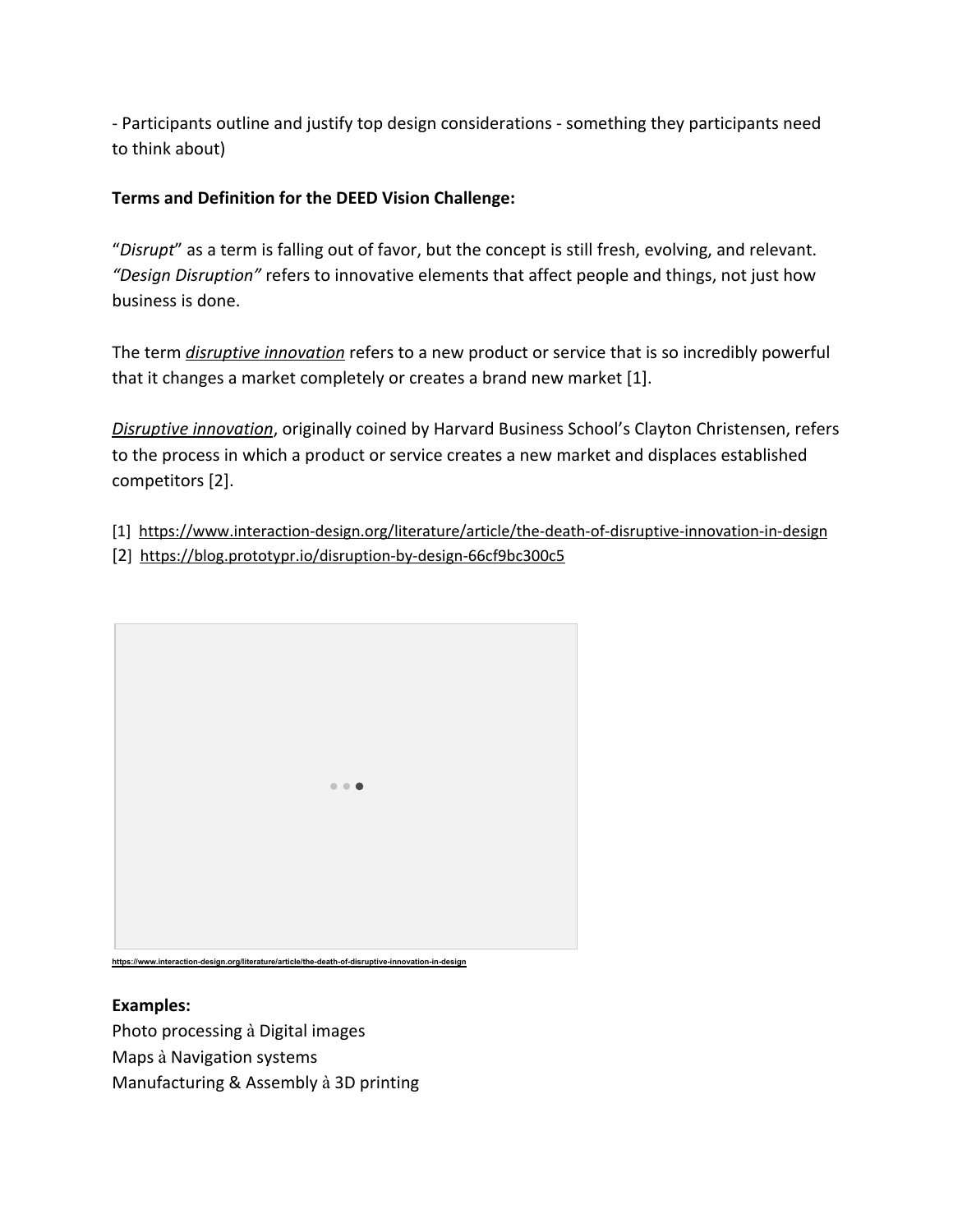- Participants outline and justify top design considerations - something they participants need to think about)

**Terms and Definition for the DEED Vision Challenge:**

"*Disrupt*" as a term is falling out of favor, but the concept is still fresh, evolving, and relevant. *"Design Disruption"* refers to innovative elements that affect people and things, not just how business is done.

The term *disruptive innovation* refers to a new product or service that is so incredibly powerful that it changes a market completely or creates a brand new market [1].

*Disruptive innovation*, originally coined by Harvard Business School's Clayton Christensen, refers to the process in which a product or service creates a new market and displaces established competitors [2].

[1] https://www.interaction-design.org/literature/article/the-death-of-disruptive-innovation-in-design
[2] https://blog.prototypr.io/disruption-by-design-66cf9bc300c5

https://www.interaction-design.org/literature/article/the-death-of-disruptive-innovation-in-design

**Examples:**
Photo processing à Digital images
Maps à Navigation systems
Manufacturing & Assembly à 3D printing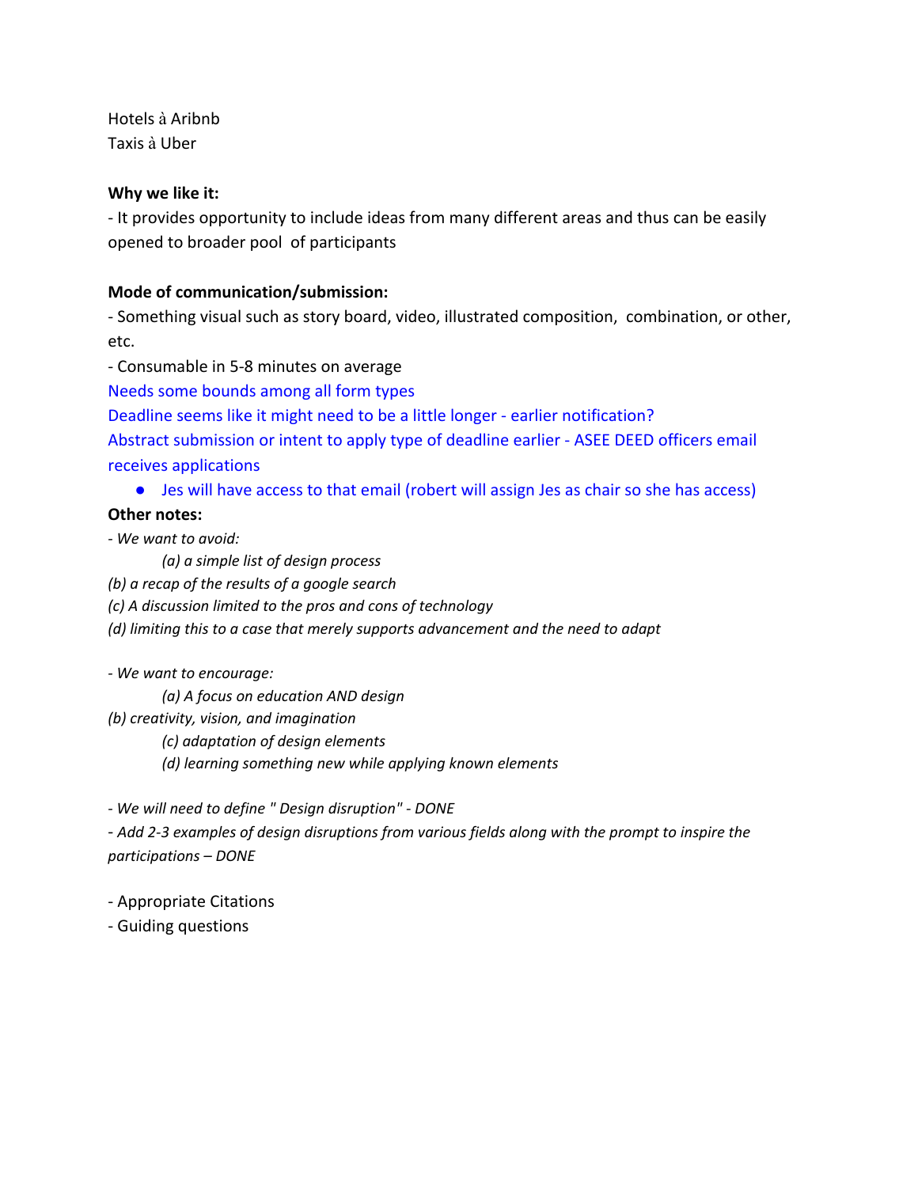Hotels à Aribnb
Taxis à Uber

**Why we like it:**

- It provides opportunity to include ideas from many different areas and thus can be easily opened to broader pool of participants

**Mode of communication/submission:**

- Something visual such as story board, video, illustrated composition, combination, or other, etc.
- Consumable in 5-8 minutes on average

Needs some bounds among all form types

Deadline seems like it might need to be a little longer - earlier notification?

Abstract submission or intent to apply type of deadline earlier - ASEE DEED officers email receives applications

- Jes will have access to that email (robert will assign Jes as chair so she has access)

**Other notes:**

*- We want to avoid:*

*(a) a simple list of design process*

*(b) a recap of the results of a google search*

*(c) A discussion limited to the pros and cons of technology*

*(d) limiting this to a case that merely supports advancement and the need to adapt*

*- We want to encourage:*

*(a) A focus on education AND design*

*(b) creativity, vision, and imagination*

*(c) adaptation of design elements*

*(d) learning something new while applying known elements*

*- We will need to define " Design disruption" - DONE*

*- Add 2-3 examples of design disruptions from various fields along with the prompt to inspire the participations – DONE*

- Appropriate Citations
- Guiding questions